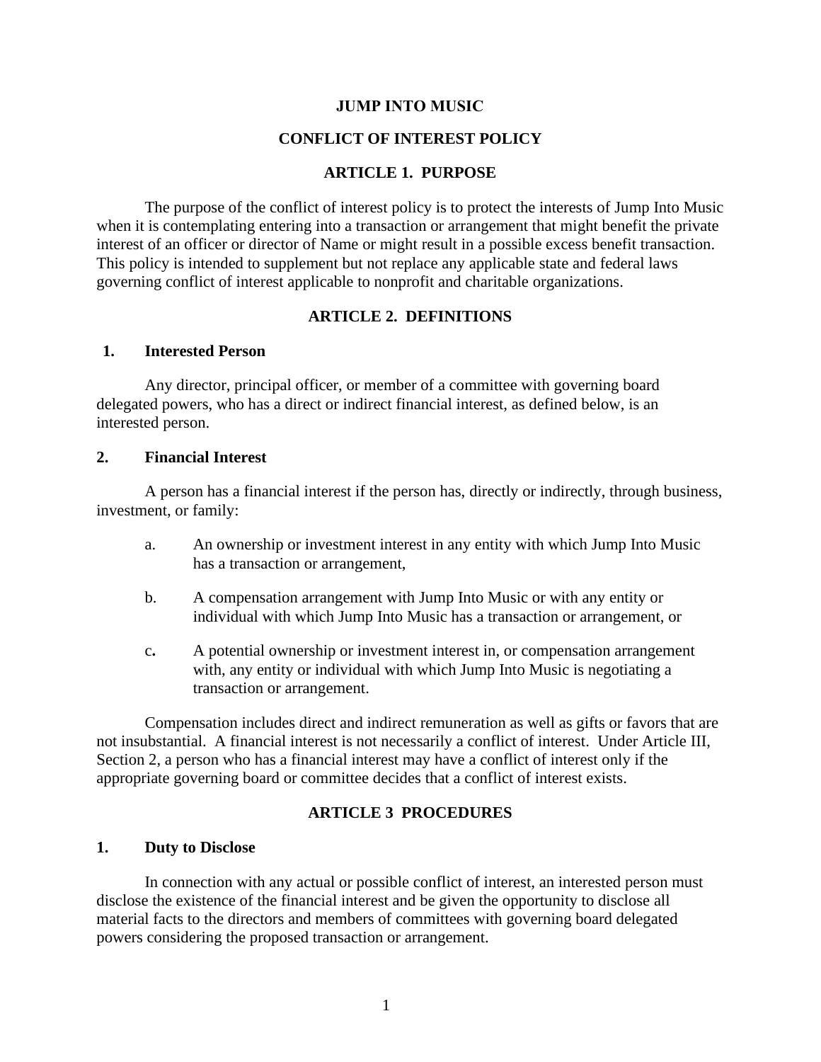# JUMP INTO MUSIC

# CONFLICT OF INTEREST POLICY

## ARTICLE 1. PURPOSE

The purpose of the conflict of interest policy is to protect the interests of Jump Into Music when it is contemplating entering into a transaction or arrangement that might benefit the private interest of an officer or director of Name or might result in a possible excess benefit transaction. This policy is intended to supplement but not replace any applicable state and federal laws governing conflict of interest applicable to nonprofit and charitable organizations.

## ARTICLE 2. DEFINITIONS

### 1. Interested Person

Any director, principal officer, or member of a committee with governing board delegated powers, who has a direct or indirect financial interest, as defined below, is an interested person.

### 2. Financial Interest

A person has a financial interest if the person has, directly or indirectly, through business, investment, or family:

a. An ownership or investment interest in any entity with which Jump Into Music has a transaction or arrangement,

b. A compensation arrangement with Jump Into Music or with any entity or individual with which Jump Into Music has a transaction or arrangement, or

c. A potential ownership or investment interest in, or compensation arrangement with, any entity or individual with which Jump Into Music is negotiating a transaction or arrangement.

Compensation includes direct and indirect remuneration as well as gifts or favors that are not insubstantial. A financial interest is not necessarily a conflict of interest. Under Article III, Section 2, a person who has a financial interest may have a conflict of interest only if the appropriate governing board or committee decides that a conflict of interest exists.

## ARTICLE 3 PROCEDURES

### 1. Duty to Disclose

In connection with any actual or possible conflict of interest, an interested person must disclose the existence of the financial interest and be given the opportunity to disclose all material facts to the directors and members of committees with governing board delegated powers considering the proposed transaction or arrangement.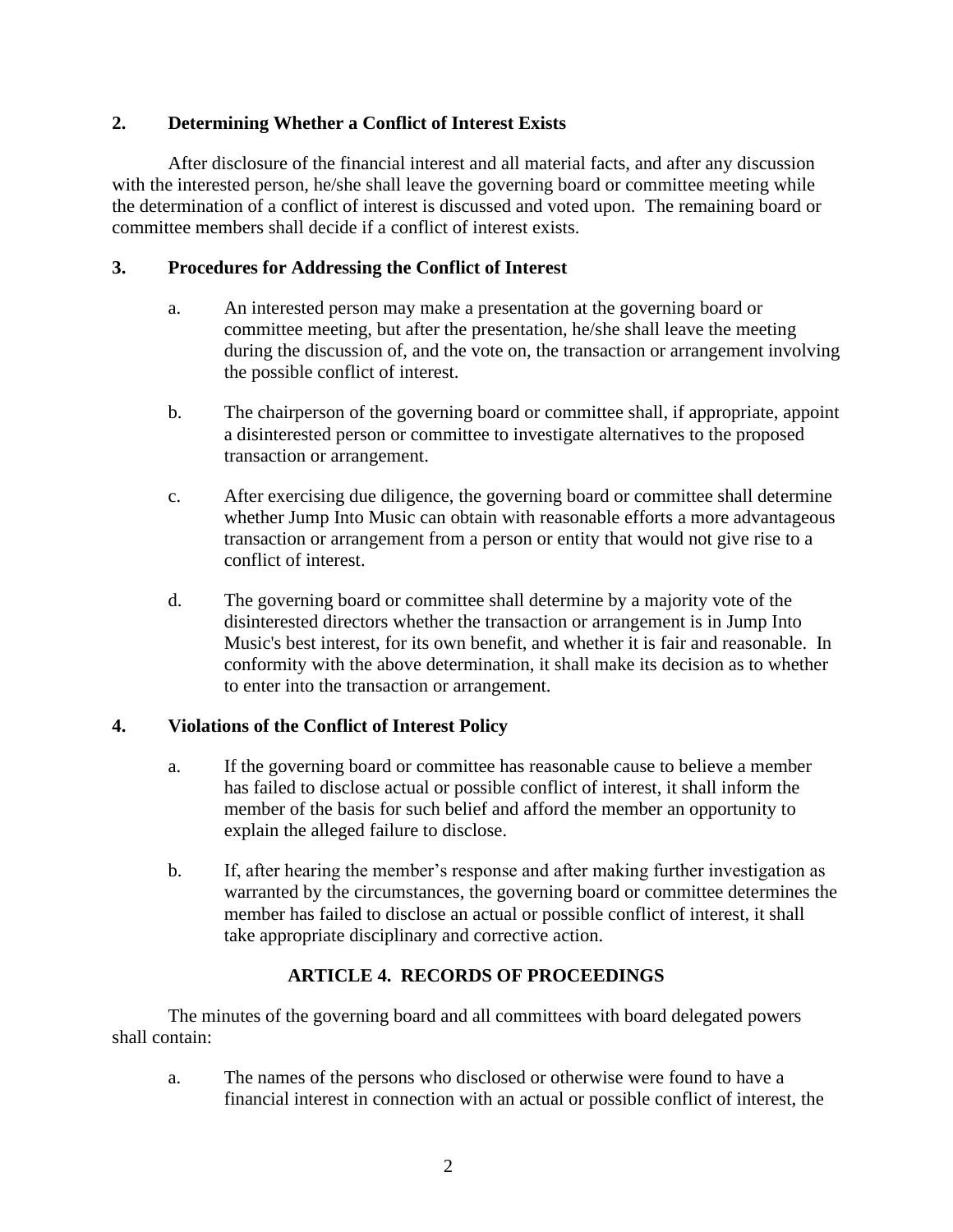**2. Determining Whether a Conflict of Interest Exists**

After disclosure of the financial interest and all material facts, and after any discussion with the interested person, he/she shall leave the governing board or committee meeting while the determination of a conflict of interest is discussed and voted upon. The remaining board or committee members shall decide if a conflict of interest exists.

**3. Procedures for Addressing the Conflict of Interest**

a. An interested person may make a presentation at the governing board or committee meeting, but after the presentation, he/she shall leave the meeting during the discussion of, and the vote on, the transaction or arrangement involving the possible conflict of interest.

b. The chairperson of the governing board or committee shall, if appropriate, appoint a disinterested person or committee to investigate alternatives to the proposed transaction or arrangement.

c. After exercising due diligence, the governing board or committee shall determine whether Jump Into Music can obtain with reasonable efforts a more advantageous transaction or arrangement from a person or entity that would not give rise to a conflict of interest.

d. The governing board or committee shall determine by a majority vote of the disinterested directors whether the transaction or arrangement is in Jump Into Music's best interest, for its own benefit, and whether it is fair and reasonable. In conformity with the above determination, it shall make its decision as to whether to enter into the transaction or arrangement.

**4. Violations of the Conflict of Interest Policy**

a. If the governing board or committee has reasonable cause to believe a member has failed to disclose actual or possible conflict of interest, it shall inform the member of the basis for such belief and afford the member an opportunity to explain the alleged failure to disclose.

b. If, after hearing the member's response and after making further investigation as warranted by the circumstances, the governing board or committee determines the member has failed to disclose an actual or possible conflict of interest, it shall take appropriate disciplinary and corrective action.

## ARTICLE 4. RECORDS OF PROCEEDINGS

The minutes of the governing board and all committees with board delegated powers shall contain:

a. The names of the persons who disclosed or otherwise were found to have a financial interest in connection with an actual or possible conflict of interest, the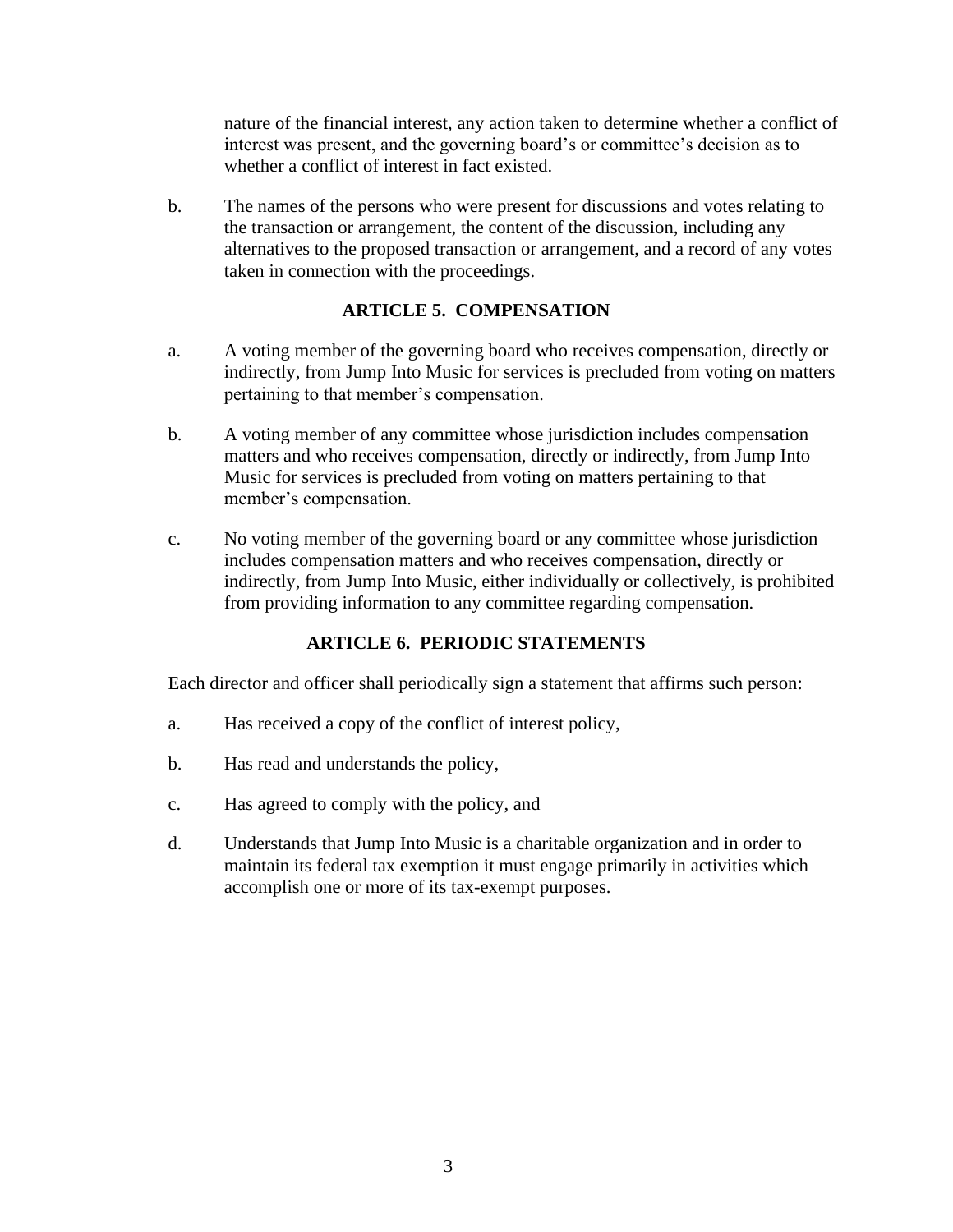nature of the financial interest, any action taken to determine whether a conflict of interest was present, and the governing board's or committee's decision as to whether a conflict of interest in fact existed.

b. The names of the persons who were present for discussions and votes relating to the transaction or arrangement, the content of the discussion, including any alternatives to the proposed transaction or arrangement, and a record of any votes taken in connection with the proceedings.

## ARTICLE 5. COMPENSATION

a. A voting member of the governing board who receives compensation, directly or indirectly, from Jump Into Music for services is precluded from voting on matters pertaining to that member's compensation.

b. A voting member of any committee whose jurisdiction includes compensation matters and who receives compensation, directly or indirectly, from Jump Into Music for services is precluded from voting on matters pertaining to that member's compensation.

c. No voting member of the governing board or any committee whose jurisdiction includes compensation matters and who receives compensation, directly or indirectly, from Jump Into Music, either individually or collectively, is prohibited from providing information to any committee regarding compensation.

## ARTICLE 6. PERIODIC STATEMENTS

Each director and officer shall periodically sign a statement that affirms such person:

a. Has received a copy of the conflict of interest policy,

b. Has read and understands the policy,

c. Has agreed to comply with the policy, and

d. Understands that Jump Into Music is a charitable organization and in order to maintain its federal tax exemption it must engage primarily in activities which accomplish one or more of its tax-exempt purposes.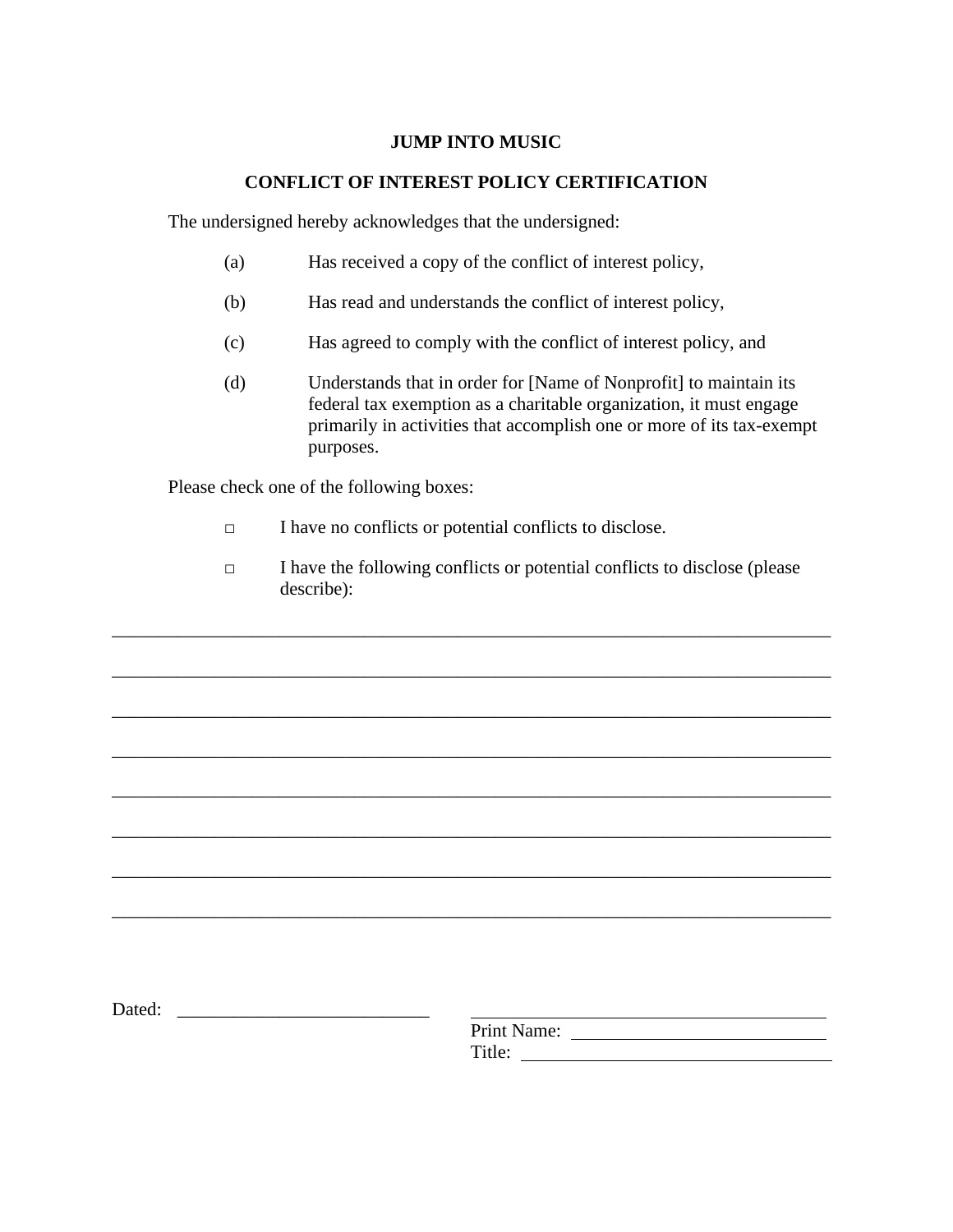**JUMP INTO MUSIC**

**CONFLICT OF INTEREST POLICY CERTIFICATION**

The undersigned hereby acknowledges that the undersigned:

(a) Has received a copy of the conflict of interest policy,

(b) Has read and understands the conflict of interest policy,

(c) Has agreed to comply with the conflict of interest policy, and

(d) Understands that in order for [Name of Nonprofit] to maintain its federal tax exemption as a charitable organization, it must engage primarily in activities that accomplish one or more of its tax-exempt purposes.

Please check one of the following boxes:

□ I have no conflicts or potential conflicts to disclose.

□ I have the following conflicts or potential conflicts to disclose (please describe):

\_\_\_\_\_\_\_\_\_\_\_\_\_\_\_\_\_\_\_\_\_\_\_\_\_\_\_\_\_\_\_\_\_\_\_\_\_\_\_\_\_\_\_\_\_\_\_\_\_\_\_\_\_\_\_\_\_\_\_\_\_\_\_\_\_\_\_\_\_\_\_\_

\_\_\_\_\_\_\_\_\_\_\_\_\_\_\_\_\_\_\_\_\_\_\_\_\_\_\_\_\_\_\_\_\_\_\_\_\_\_\_\_\_\_\_\_\_\_\_\_\_\_\_\_\_\_\_\_\_\_\_\_\_\_\_\_\_\_\_\_\_\_\_\_

\_\_\_\_\_\_\_\_\_\_\_\_\_\_\_\_\_\_\_\_\_\_\_\_\_\_\_\_\_\_\_\_\_\_\_\_\_\_\_\_\_\_\_\_\_\_\_\_\_\_\_\_\_\_\_\_\_\_\_\_\_\_\_\_\_\_\_\_\_\_\_\_

\_\_\_\_\_\_\_\_\_\_\_\_\_\_\_\_\_\_\_\_\_\_\_\_\_\_\_\_\_\_\_\_\_\_\_\_\_\_\_\_\_\_\_\_\_\_\_\_\_\_\_\_\_\_\_\_\_\_\_\_\_\_\_\_\_\_\_\_\_\_\_\_

\_\_\_\_\_\_\_\_\_\_\_\_\_\_\_\_\_\_\_\_\_\_\_\_\_\_\_\_\_\_\_\_\_\_\_\_\_\_\_\_\_\_\_\_\_\_\_\_\_\_\_\_\_\_\_\_\_\_\_\_\_\_\_\_\_\_\_\_\_\_\_\_

\_\_\_\_\_\_\_\_\_\_\_\_\_\_\_\_\_\_\_\_\_\_\_\_\_\_\_\_\_\_\_\_\_\_\_\_\_\_\_\_\_\_\_\_\_\_\_\_\_\_\_\_\_\_\_\_\_\_\_\_\_\_\_\_\_\_\_\_\_\_\_\_

\_\_\_\_\_\_\_\_\_\_\_\_\_\_\_\_\_\_\_\_\_\_\_\_\_\_\_\_\_\_\_\_\_\_\_\_\_\_\_\_\_\_\_\_\_\_\_\_\_\_\_\_\_\_\_\_\_\_\_\_\_\_\_\_\_\_\_\_\_\_\_\_

\_\_\_\_\_\_\_\_\_\_\_\_\_\_\_\_\_\_\_\_\_\_\_\_\_\_\_\_\_\_\_\_\_\_\_\_\_\_\_\_\_\_\_\_\_\_\_\_\_\_\_\_\_\_\_\_\_\_\_\_\_\_\_\_\_\_\_\_\_\_\_\_

Dated: \_\_\_\_\_\_\_\_\_\_\_\_\_\_\_\_\_\_\_\_\_\_\_\_\_\_\_

\_\_\_\_\_\_\_\_\_\_\_\_\_\_\_\_\_\_\_\_\_\_\_\_\_\_\_\_\_\_\_\_\_\_\_\_\_\_\_\_
Print Name: \_\_\_\_\_\_\_\_\_\_\_\_\_\_\_\_\_\_\_\_\_\_\_\_\_\_\_\_
Title: \_\_\_\_\_\_\_\_\_\_\_\_\_\_\_\_\_\_\_\_\_\_\_\_\_\_\_\_\_\_\_\_\_\_